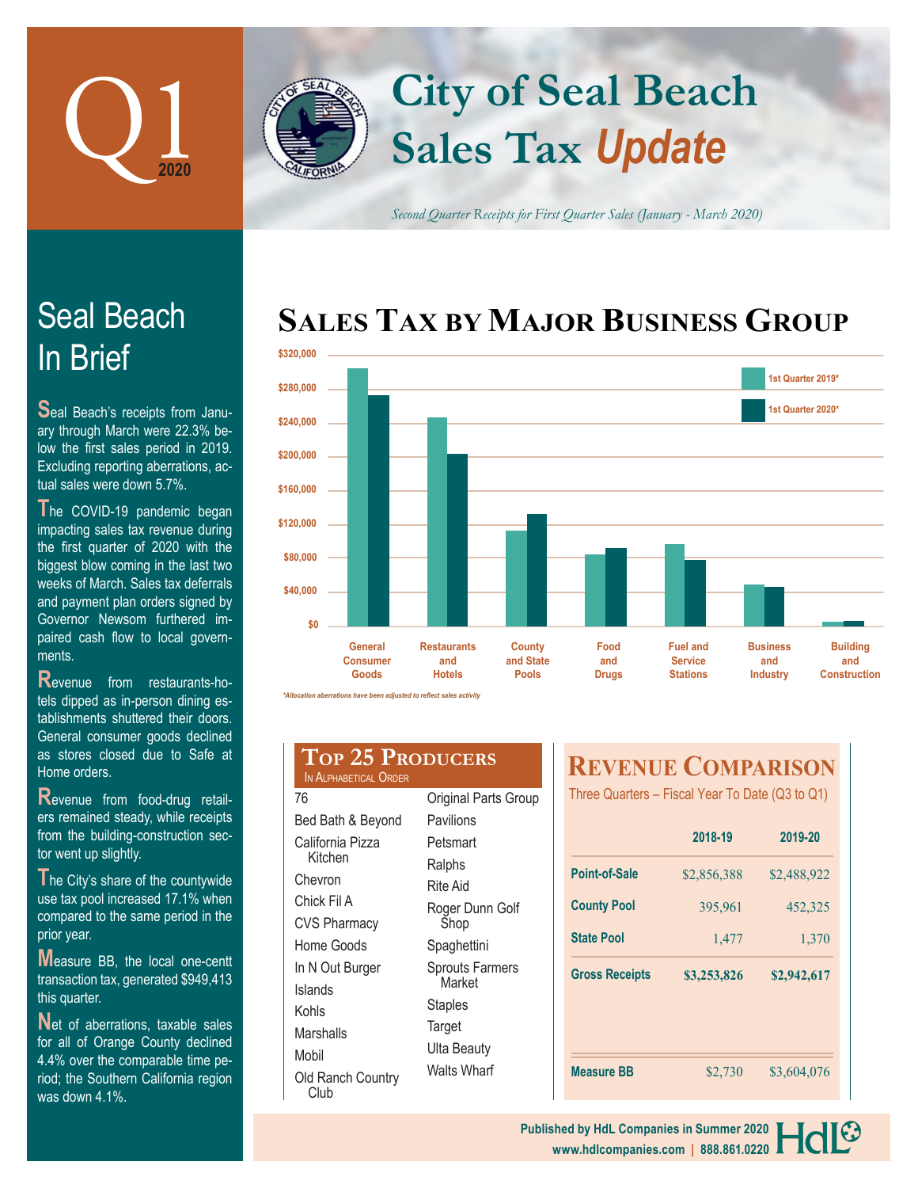# Q1 2020

# City of Seal Beach Sales Tax *Update*

*Second Quarter Receipts for First Quarter Sales (January - March 2020)*

## Seal Beach In Brief

Seal Beach's receipts from January through March were 22.3% below the first sales period in 2019. Excluding reporting aberrations, actual sales were down 5.7%.

The COVID-19 pandemic began impacting sales tax revenue during the first quarter of 2020 with the biggest blow coming in the last two weeks of March. Sales tax deferrals and payment plan orders signed by Governor Newsom furthered impaired cash flow to local governments.

Revenue from restaurants-hotels dipped as in-person dining establishments shuttered their doors. General consumer goods declined as stores closed due to Safe at Home orders.

Revenue from food-drug retailers remained steady, while receipts from the building-construction sector went up slightly.

The City's share of the countywide use tax pool increased 17.1% when compared to the same period in the prior year.

Measure BB, the local one-centt transaction tax, generated $949,413 this quarter.

Net of aberrations, taxable sales for all of Orange County declined 4.4% over the comparable time period; the Southern California region was down 4.1%.

## Sales Tax by Major Business Group

Bar chart comparing 1st Quarter 2019* and 1st Quarter 2020* across: General Consumer Goods, Restaurants and Hotels, County and State Pools, Food and Drugs, Fuel and Service Stations, Business and Industry, Building and Construction. Axis: $0 to $320,000.

*\*Allocation aberrations have been adjusted to reflect sales activity*

## Top 25 Producers

In Alphabetical Order

- 76
- Bed Bath & Beyond
- California Pizza Kitchen
- Chevron
- Chick Fil A
- CVS Pharmacy
- Home Goods
- In N Out Burger
- Islands
- Kohls
- Marshalls
- Mobil
- Old Ranch Country Club
- Original Parts Group
- Pavilions
- Petsmart
- Ralphs
- Rite Aid
- Roger Dunn Golf Shop
- Spaghettini
- Sprouts Farmers Market
- Staples
- Target
- Ulta Beauty
- Walts Wharf

## Revenue Comparison

Three Quarters – Fiscal Year To Date (Q3 to Q1)

| | 2018-19 | 2019-20 |
|---|---|---|
| Point-of-Sale | $2,856,388 | $2,488,922 |
| County Pool | 395,961 | 452,325 |
| State Pool | 1,477 | 1,370 |
| Gross Receipts | $3,253,826 | $2,942,617 |
| Measure BB | $2,730 | $3,604,076 |

Published by HdL Companies in Summer 2020
www.hdlcompanies.com | 888.861.0220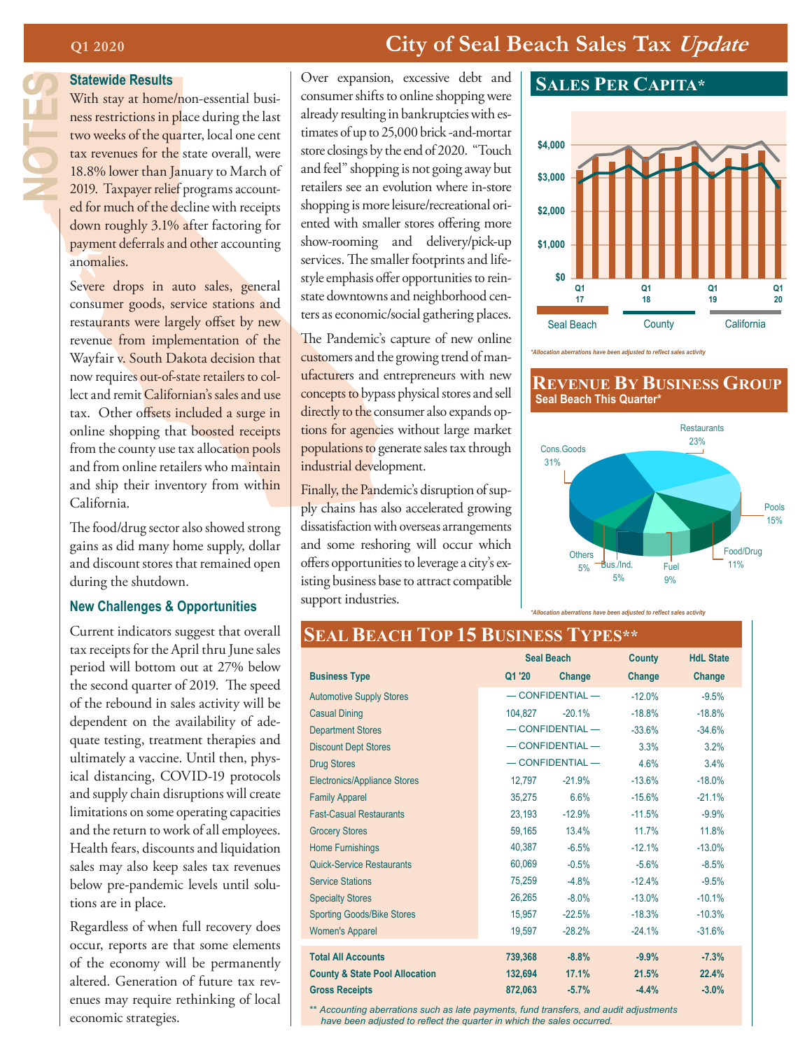# City of Seal Beach Sales Tax *Update*

**Q1 2020**

NOTES

### Statewide Results

With stay at home/non-essential business restrictions in place during the last two weeks of the quarter, local one cent tax revenues for the state overall, were 18.8% lower than January to March of 2019. Taxpayer relief programs accounted for much of the decline with receipts down roughly 3.1% after factoring for payment deferrals and other accounting anomalies.

Severe drops in auto sales, general consumer goods, service stations and restaurants were largely offset by new revenue from implementation of the Wayfair v. South Dakota decision that now requires out-of-state retailers to collect and remit Californian's sales and use tax. Other offsets included a surge in online shopping that boosted receipts from the county use tax allocation pools and from online retailers who maintain and ship their inventory from within California.

The food/drug sector also showed strong gains as did many home supply, dollar and discount stores that remained open during the shutdown.

### New Challenges & Opportunities

Current indicators suggest that overall tax receipts for the April thru June sales period will bottom out at 27% below the second quarter of 2019. The speed of the rebound in sales activity will be dependent on the availability of adequate testing, treatment therapies and ultimately a vaccine. Until then, physical distancing, COVID-19 protocols and supply chain disruptions will create limitations on some operating capacities and the return to work of all employees. Health fears, discounts and liquidation sales may also keep sales tax revenues below pre-pandemic levels until solutions are in place.

Regardless of when full recovery does occur, reports are that some elements of the economy will be permanently altered. Generation of future tax revenues may require rethinking of local economic strategies.

Over expansion, excessive debt and consumer shifts to online shopping were already resulting in bankruptcies with estimates of up to 25,000 brick -and-mortar store closings by the end of 2020. "Touch and feel" shopping is not going away but retailers see an evolution where in-store shopping is more leisure/recreational oriented with smaller stores offering more show-rooming and delivery/pick-up services. The smaller footprints and lifestyle emphasis offer opportunities to reinstate downtowns and neighborhood centers as economic/social gathering places.

The Pandemic's capture of new online customers and the growing trend of manufacturers and entrepreneurs with new concepts to bypass physical stores and sell directly to the consumer also expands options for agencies without large market populations to generate sales tax through industrial development.

Finally, the Pandemic's disruption of supply chains has also accelerated growing dissatisfaction with overseas arrangements and some reshoring will occur which offers opportunities to leverage a city's existing business base to attract compatible support industries.

## Sales Per Capita*

$4,000
$3,000
$2,000
$1,000
$0
Q1 17
Q1 18
Q1 19
Q1 20

Seal Beach
County
California

*Allocation aberrations have been adjusted to reflect sales activity*

## Revenue By Business Group

**Seal Beach This Quarter***

Cons.Goods 31%
Restaurants 23%
Pools 15%
Food/Drug 11%
Fuel 9%
Bus./Ind. 5%
Others 5%

*Allocation aberrations have been adjusted to reflect sales activity*

## Seal Beach Top 15 Business Types**

| | Seal Beach | | County | HdL State |
|---|---|---|---|---|
| **Business Type** | **Q1 '20** | **Change** | **Change** | **Change** |
| Automotive Supply Stores | — CONFIDENTIAL — | | -12.0% | -9.5% |
| Casual Dining | 104,827 | -20.1% | -18.8% | -18.8% |
| Department Stores | — CONFIDENTIAL — | | -33.6% | -34.6% |
| Discount Dept Stores | — CONFIDENTIAL — | | 3.3% | 3.2% |
| Drug Stores | — CONFIDENTIAL — | | 4.6% | 3.4% |
| Electronics/Appliance Stores | 12,797 | -21.9% | -13.6% | -18.0% |
| Family Apparel | 35,275 | 6.6% | -15.6% | -21.1% |
| Fast-Casual Restaurants | 23,193 | -12.9% | -11.5% | -9.9% |
| Grocery Stores | 59,165 | 13.4% | 11.7% | 11.8% |
| Home Furnishings | 40,387 | -6.5% | -12.1% | -13.0% |
| Quick-Service Restaurants | 60,069 | -0.5% | -5.6% | -8.5% |
| Service Stations | 75,259 | -4.8% | -12.4% | -9.5% |
| Specialty Stores | 26,265 | -8.0% | -13.0% | -10.1% |
| Sporting Goods/Bike Stores | 15,957 | -22.5% | -18.3% | -10.3% |
| Women's Apparel | 19,597 | -28.2% | -24.1% | -31.6% |
| **Total All Accounts** | **739,368** | **-8.8%** | **-9.9%** | **-7.3%** |
| **County & State Pool Allocation** | **132,694** | **17.1%** | **21.5%** | **22.4%** |
| **Gross Receipts** | **872,063** | **-5.7%** | **-4.4%** | **-3.0%** |

*** Accounting aberrations such as late payments, fund transfers, and audit adjustments have been adjusted to reflect the quarter in which the sales occurred.*